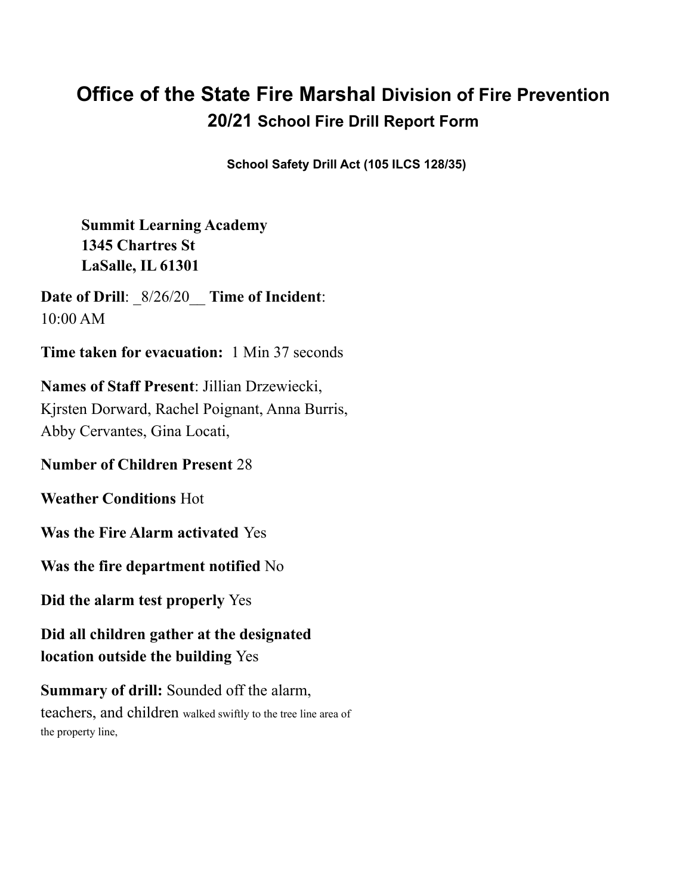# Office of the State Fire Marshal Division of Fire Prevention
## 20/21 School Fire Drill Report Form

**School Safety Drill Act (105 ILCS 128/35)**

**Summit Learning Academy**
**1345 Chartres St**
**LaSalle, IL 61301**

**Date of Drill**: _8/26/20__ **Time of Incident**: 10:00 AM

**Time taken for evacuation:** 1 Min 37 seconds

**Names of Staff Present**: Jillian Drzewiecki, Kjrsten Dorward, Rachel Poignant, Anna Burris, Abby Cervantes, Gina Locati,

**Number of Children Present** 28

**Weather Conditions** Hot

**Was the Fire Alarm activated** Yes

**Was the fire department notified** No

**Did the alarm test properly** Yes

**Did all children gather at the designated location outside the building** Yes

**Summary of drill:** Sounded off the alarm, teachers, and children walked swiftly to the tree line area of the property line,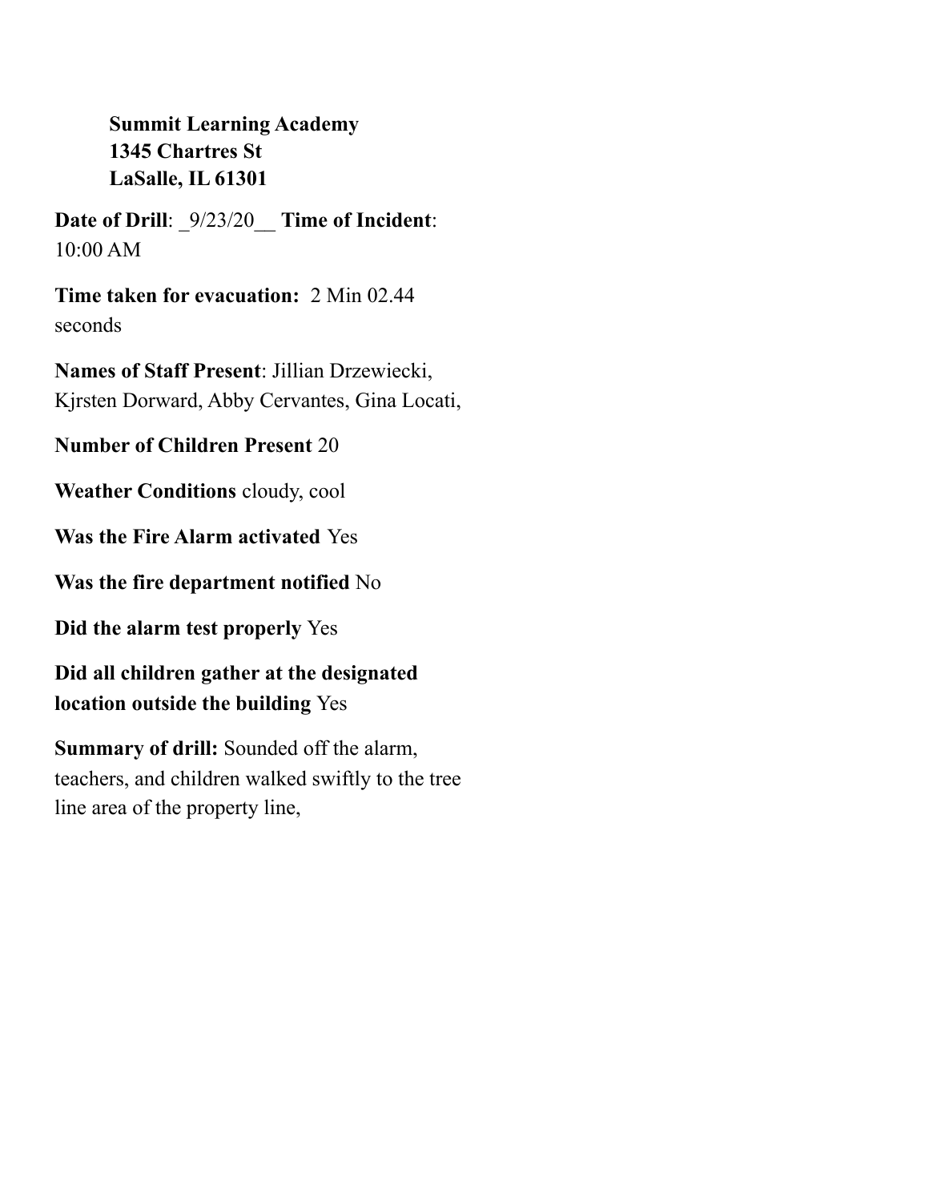**Summit Learning Academy**
**1345 Chartres St**
**LaSalle, IL 61301**

**Date of Drill**: _9/23/20__ **Time of Incident**: 10:00 AM

**Time taken for evacuation:** 2 Min 02.44 seconds

**Names of Staff Present**: Jillian Drzewiecki, Kjrsten Dorward, Abby Cervantes, Gina Locati,

**Number of Children Present** 20

**Weather Conditions** cloudy, cool

**Was the Fire Alarm activated** Yes

**Was the fire department notified** No

**Did the alarm test properly** Yes

**Did all children gather at the designated location outside the building** Yes

**Summary of drill:** Sounded off the alarm, teachers, and children walked swiftly to the tree line area of the property line,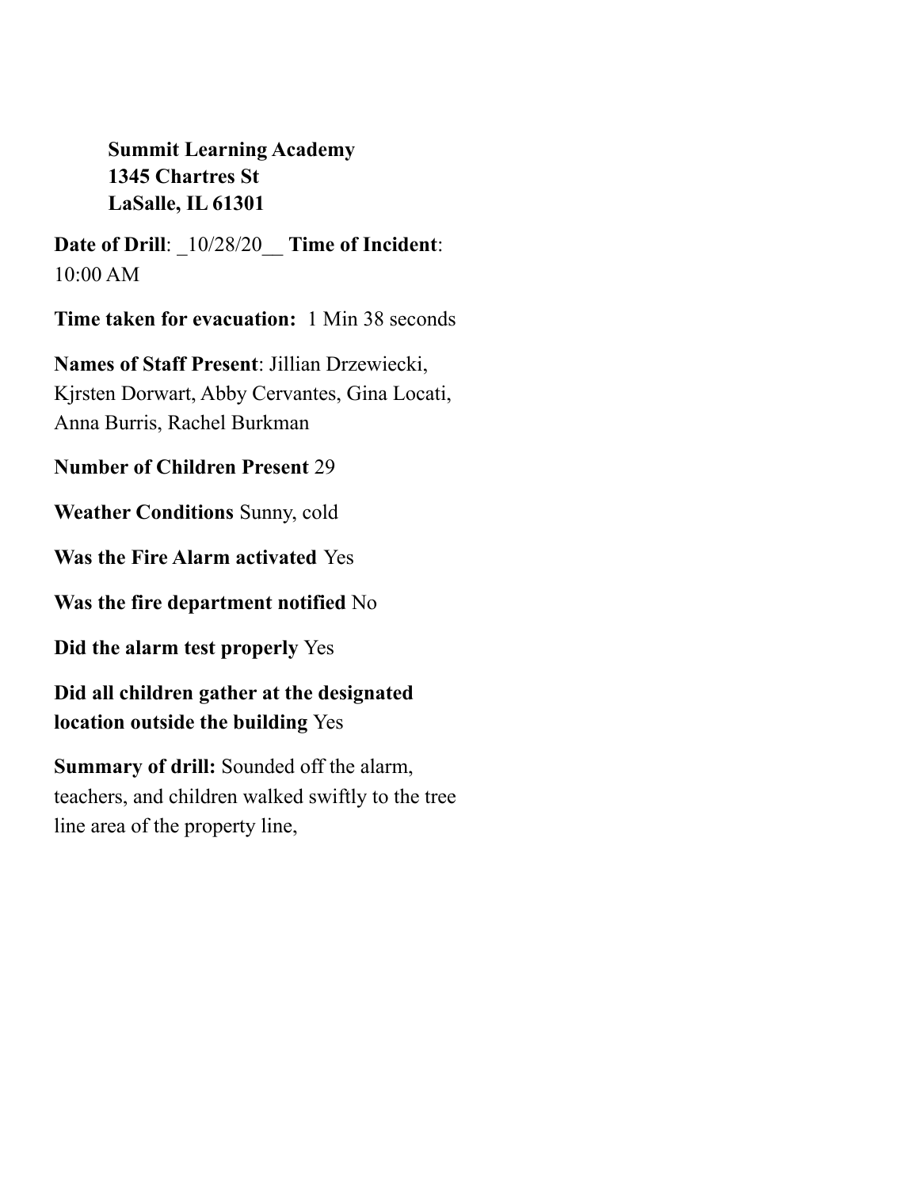**Summit Learning Academy**
**1345 Chartres St**
**LaSalle, IL 61301**

**Date of Drill**: _10/28/20__ **Time of Incident**: 10:00 AM

**Time taken for evacuation:** 1 Min 38 seconds

**Names of Staff Present**: Jillian Drzewiecki, Kjrsten Dorwart, Abby Cervantes, Gina Locati, Anna Burris, Rachel Burkman

**Number of Children Present** 29

**Weather Conditions** Sunny, cold

**Was the Fire Alarm activated** Yes

**Was the fire department notified** No

**Did the alarm test properly** Yes

**Did all children gather at the designated location outside the building** Yes

**Summary of drill:** Sounded off the alarm, teachers, and children walked swiftly to the tree line area of the property line,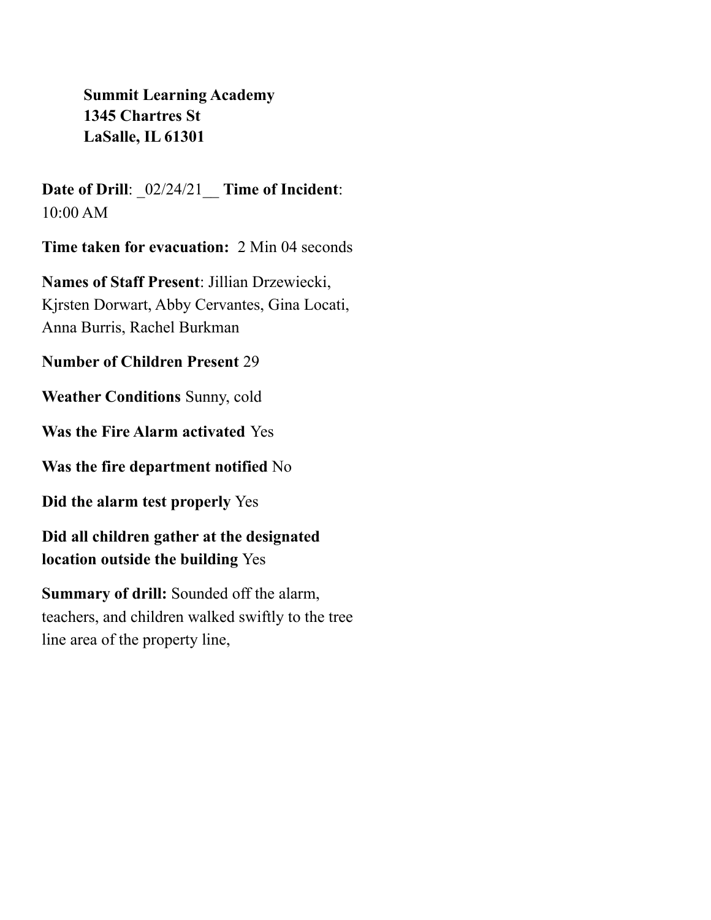**Summit Learning Academy**
**1345 Chartres St**
**LaSalle, IL 61301**

**Date of Drill**: _02/24/21__ **Time of Incident**: 10:00 AM

**Time taken for evacuation:** 2 Min 04 seconds

**Names of Staff Present**: Jillian Drzewiecki, Kjrsten Dorwart, Abby Cervantes, Gina Locati, Anna Burris, Rachel Burkman

**Number of Children Present** 29

**Weather Conditions** Sunny, cold

**Was the Fire Alarm activated** Yes

**Was the fire department notified** No

**Did the alarm test properly** Yes

**Did all children gather at the designated location outside the building** Yes

**Summary of drill:** Sounded off the alarm, teachers, and children walked swiftly to the tree line area of the property line,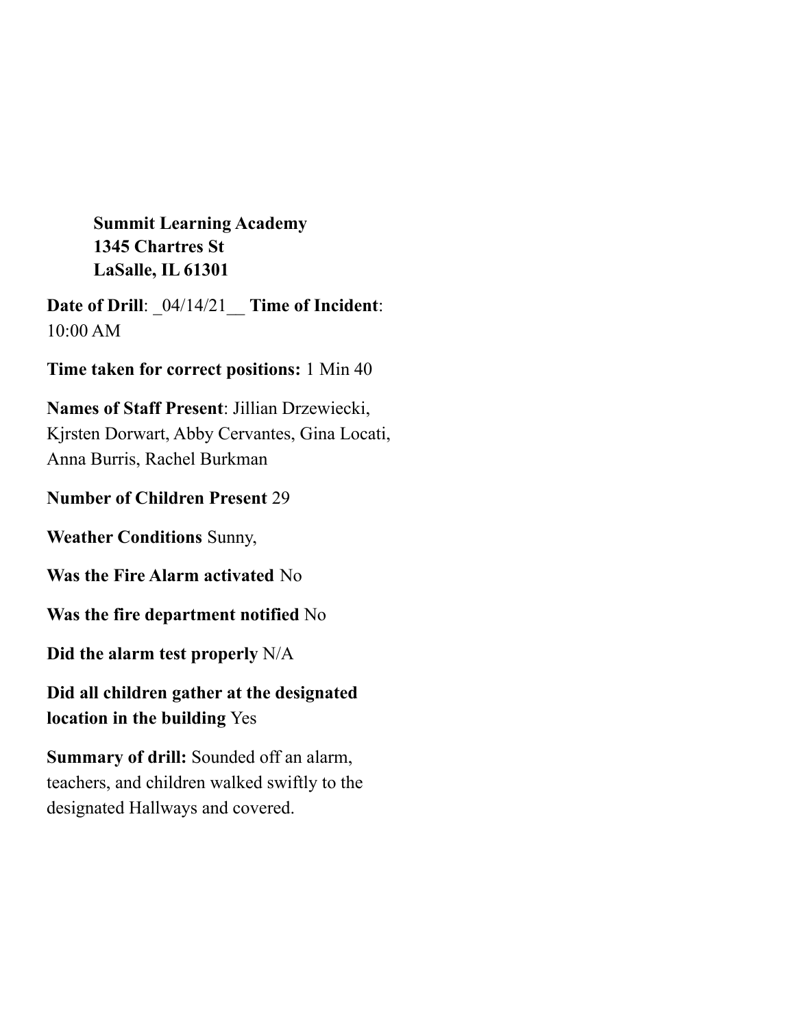**Summit Learning Academy**
**1345 Chartres St**
**LaSalle, IL 61301**

**Date of Drill**: _04/14/21__ **Time of Incident**: 10:00 AM

**Time taken for correct positions:** 1 Min 40

**Names of Staff Present**: Jillian Drzewiecki, Kjrsten Dorwart, Abby Cervantes, Gina Locati, Anna Burris, Rachel Burkman

**Number of Children Present** 29

**Weather Conditions** Sunny,

**Was the Fire Alarm activated** No

**Was the fire department notified** No

**Did the alarm test properly** N/A

**Did all children gather at the designated location in the building** Yes

**Summary of drill:** Sounded off an alarm, teachers, and children walked swiftly to the designated Hallways and covered.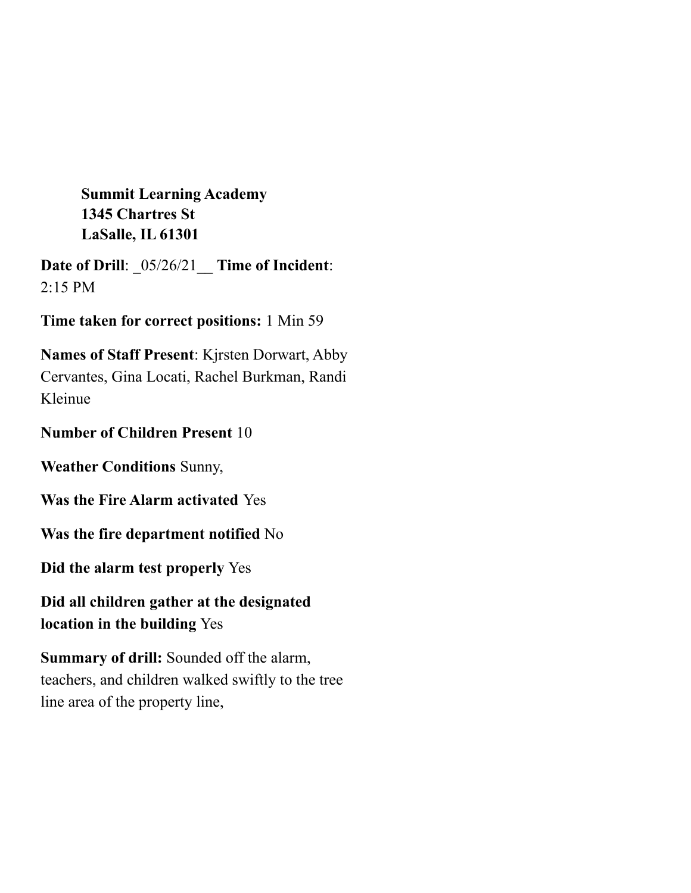**Summit Learning Academy**
**1345 Chartres St**
**LaSalle, IL 61301**

**Date of Drill**: _05/26/21__ **Time of Incident**: 2:15 PM

**Time taken for correct positions:** 1 Min 59

**Names of Staff Present**: Kjrsten Dorwart, Abby Cervantes, Gina Locati, Rachel Burkman, Randi Kleinue

**Number of Children Present** 10

**Weather Conditions** Sunny,

**Was the Fire Alarm activated** Yes

**Was the fire department notified** No

**Did the alarm test properly** Yes

**Did all children gather at the designated location in the building** Yes

**Summary of drill:** Sounded off the alarm, teachers, and children walked swiftly to the tree line area of the property line,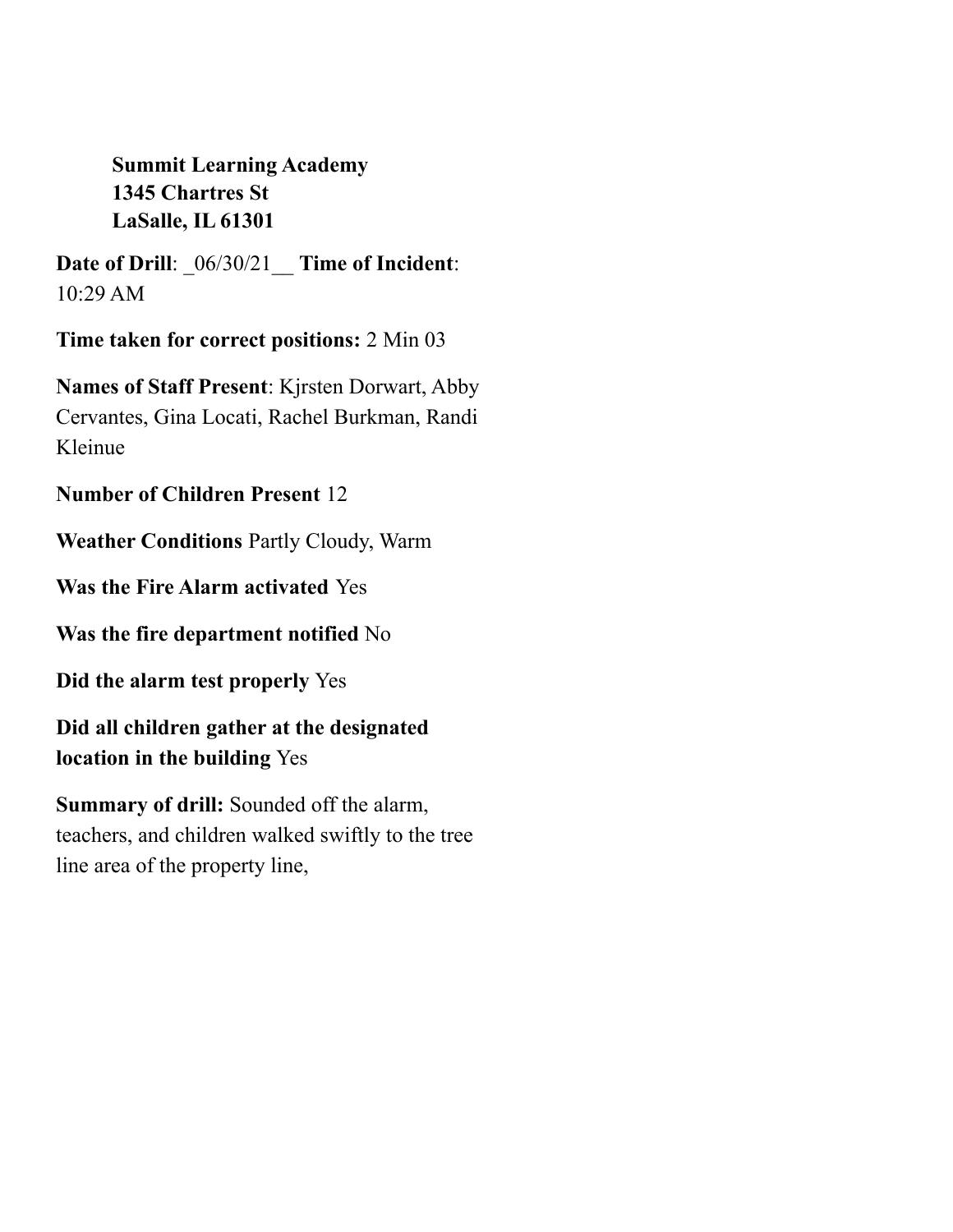**Summit Learning Academy**
**1345 Chartres St**
**LaSalle, IL 61301**

**Date of Drill**: _06/30/21__ **Time of Incident**: 10:29 AM

**Time taken for correct positions:** 2 Min 03

**Names of Staff Present**: Kjrsten Dorwart, Abby Cervantes, Gina Locati, Rachel Burkman, Randi Kleinue

**Number of Children Present** 12

**Weather Conditions** Partly Cloudy, Warm

**Was the Fire Alarm activated** Yes

**Was the fire department notified** No

**Did the alarm test properly** Yes

**Did all children gather at the designated location in the building** Yes

**Summary of drill:** Sounded off the alarm, teachers, and children walked swiftly to the tree line area of the property line,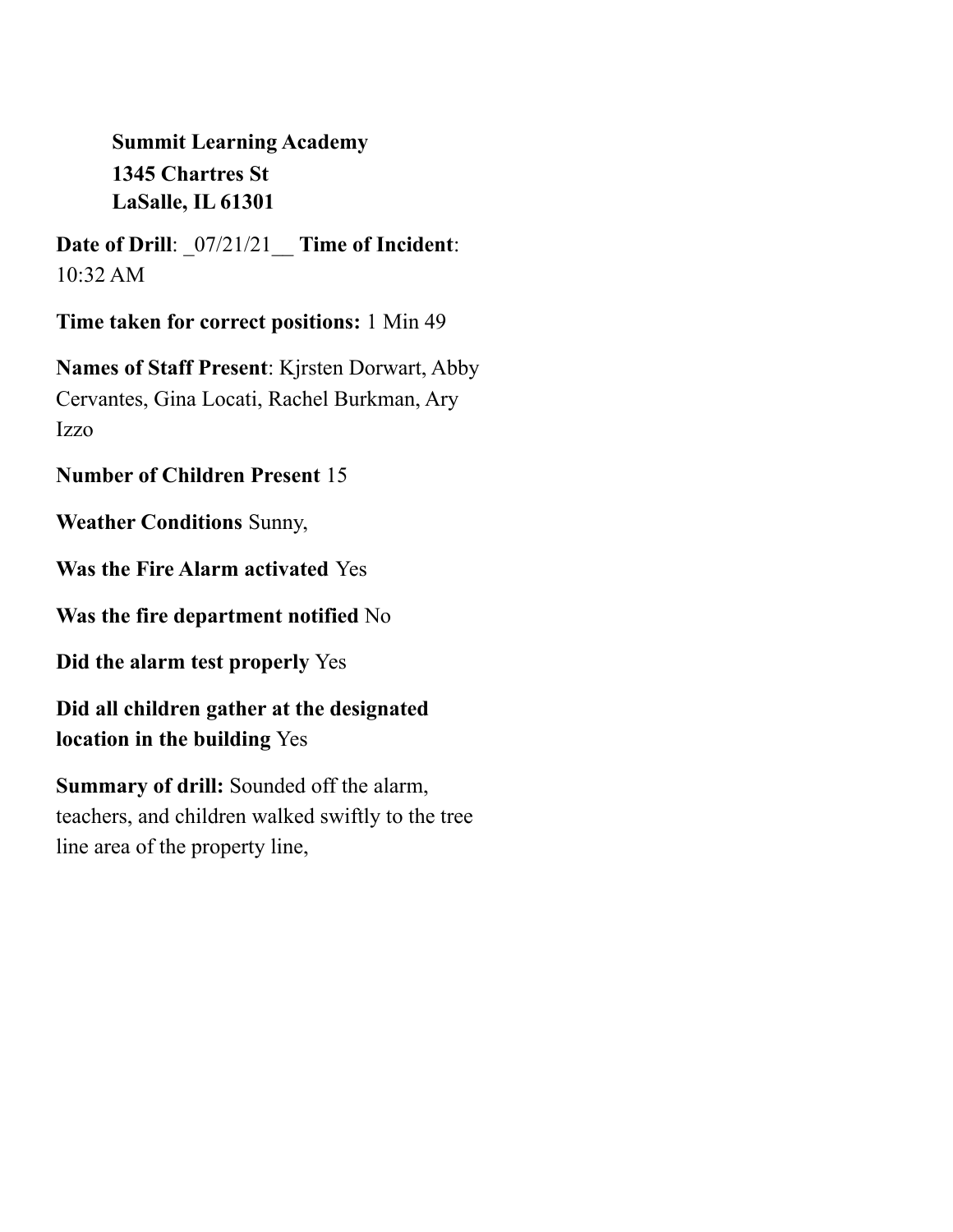**Summit Learning Academy**
**1345 Chartres St**
**LaSalle, IL 61301**

**Date of Drill**: _07/21/21__ **Time of Incident**: 10:32 AM

**Time taken for correct positions:** 1 Min 49

**Names of Staff Present**: Kjrsten Dorwart, Abby Cervantes, Gina Locati, Rachel Burkman, Ary Izzo

**Number of Children Present** 15

**Weather Conditions** Sunny,

**Was the Fire Alarm activated** Yes

**Was the fire department notified** No

**Did the alarm test properly** Yes

**Did all children gather at the designated location in the building** Yes

**Summary of drill:** Sounded off the alarm, teachers, and children walked swiftly to the tree line area of the property line,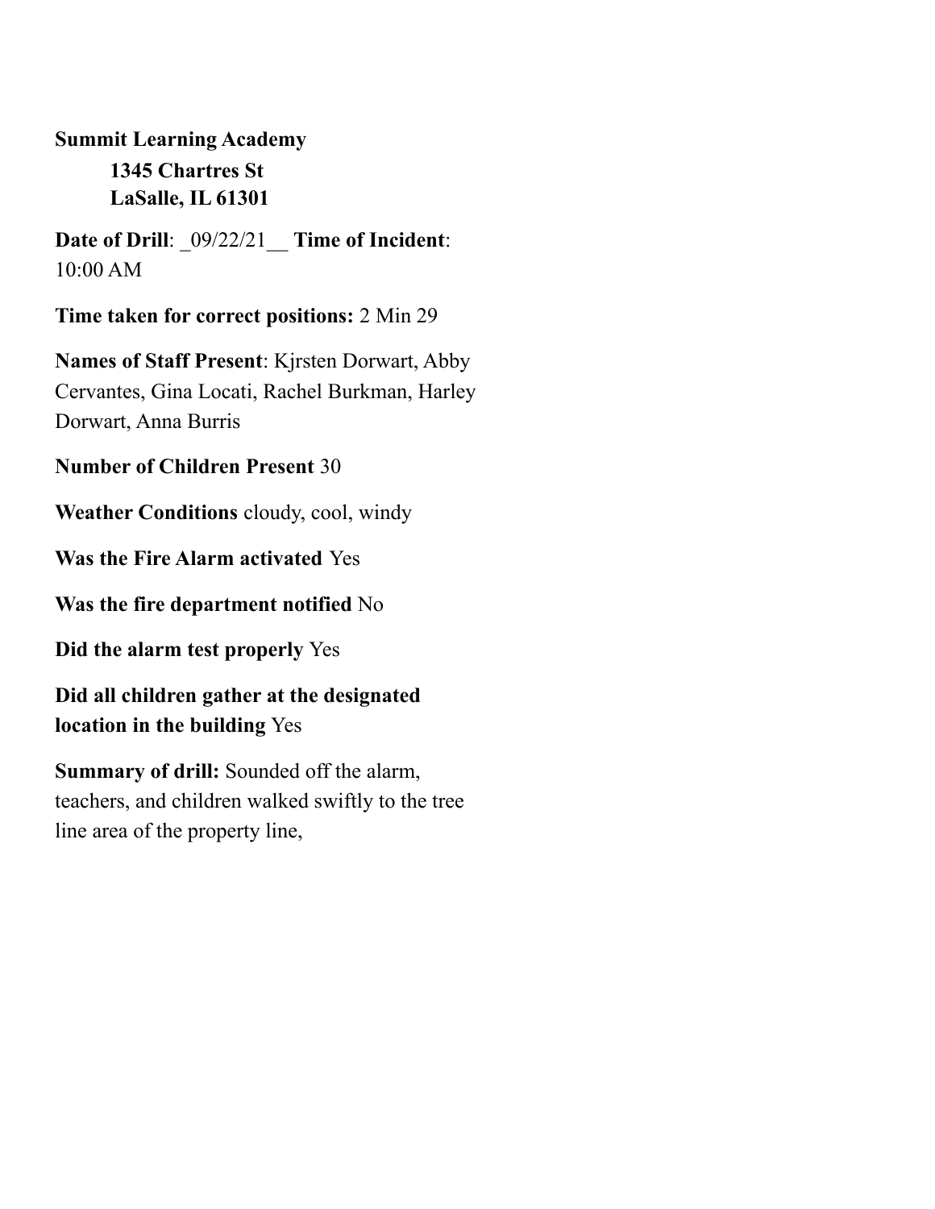**Summit Learning Academy**
**1345 Chartres St**
**LaSalle, IL 61301**

**Date of Drill**: _09/22/21__ **Time of Incident**: 10:00 AM

**Time taken for correct positions:** 2 Min 29

**Names of Staff Present**: Kjrsten Dorwart, Abby Cervantes, Gina Locati, Rachel Burkman, Harley Dorwart, Anna Burris

**Number of Children Present** 30

**Weather Conditions** cloudy, cool, windy

**Was the Fire Alarm activated** Yes

**Was the fire department notified** No

**Did the alarm test properly** Yes

**Did all children gather at the designated location in the building** Yes

**Summary of drill:** Sounded off the alarm, teachers, and children walked swiftly to the tree line area of the property line,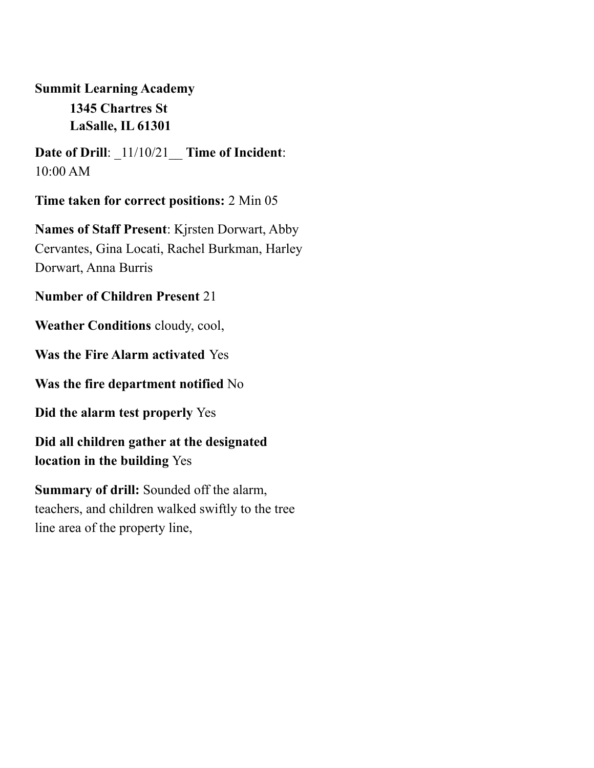**Summit Learning Academy**

**1345 Chartres St**
**LaSalle, IL 61301**

**Date of Drill**: _11/10/21__ **Time of Incident**: 10:00 AM

**Time taken for correct positions:** 2 Min 05

**Names of Staff Present**: Kjrsten Dorwart, Abby Cervantes, Gina Locati, Rachel Burkman, Harley Dorwart, Anna Burris

**Number of Children Present** 21

**Weather Conditions** cloudy, cool,

**Was the Fire Alarm activated** Yes

**Was the fire department notified** No

**Did the alarm test properly** Yes

**Did all children gather at the designated location in the building** Yes

**Summary of drill:** Sounded off the alarm, teachers, and children walked swiftly to the tree line area of the property line,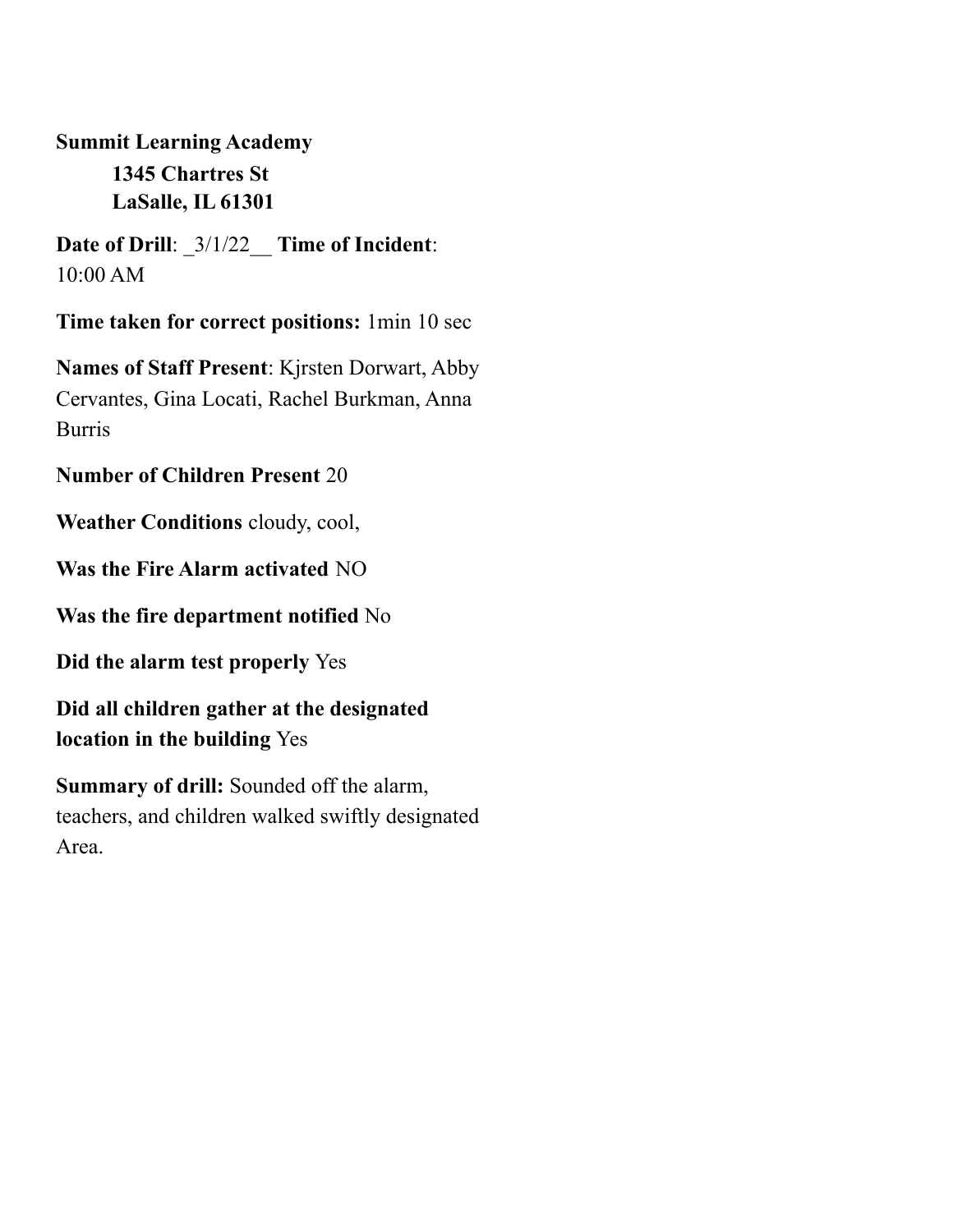**Summit Learning Academy**

**1345 Chartres St**
**LaSalle, IL 61301**

**Date of Drill**: _3/1/22__ **Time of Incident**: 10:00 AM

**Time taken for correct positions:** 1min 10 sec

**Names of Staff Present**: Kjrsten Dorwart, Abby Cervantes, Gina Locati, Rachel Burkman, Anna Burris

**Number of Children Present** 20

**Weather Conditions** cloudy, cool,

**Was the Fire Alarm activated** NO

**Was the fire department notified** No

**Did the alarm test properly** Yes

**Did all children gather at the designated location in the building** Yes

**Summary of drill:** Sounded off the alarm, teachers, and children walked swiftly designated Area.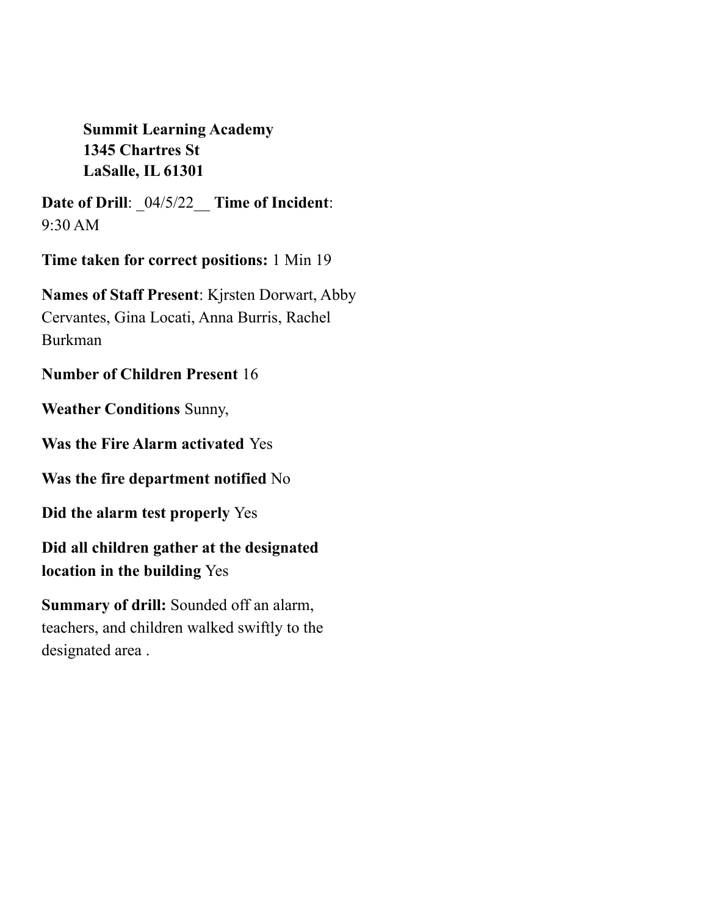**Summit Learning Academy**
**1345 Chartres St**
**LaSalle, IL 61301**

**Date of Drill**: _04/5/22__ **Time of Incident**: 9:30 AM

**Time taken for correct positions:** 1 Min 19

**Names of Staff Present**: Kjrsten Dorwart, Abby Cervantes, Gina Locati, Anna Burris, Rachel Burkman

**Number of Children Present** 16

**Weather Conditions** Sunny,

**Was the Fire Alarm activated** Yes

**Was the fire department notified** No

**Did the alarm test properly** Yes

**Did all children gather at the designated location in the building** Yes

**Summary of drill:** Sounded off an alarm, teachers, and children walked swiftly to the designated area .